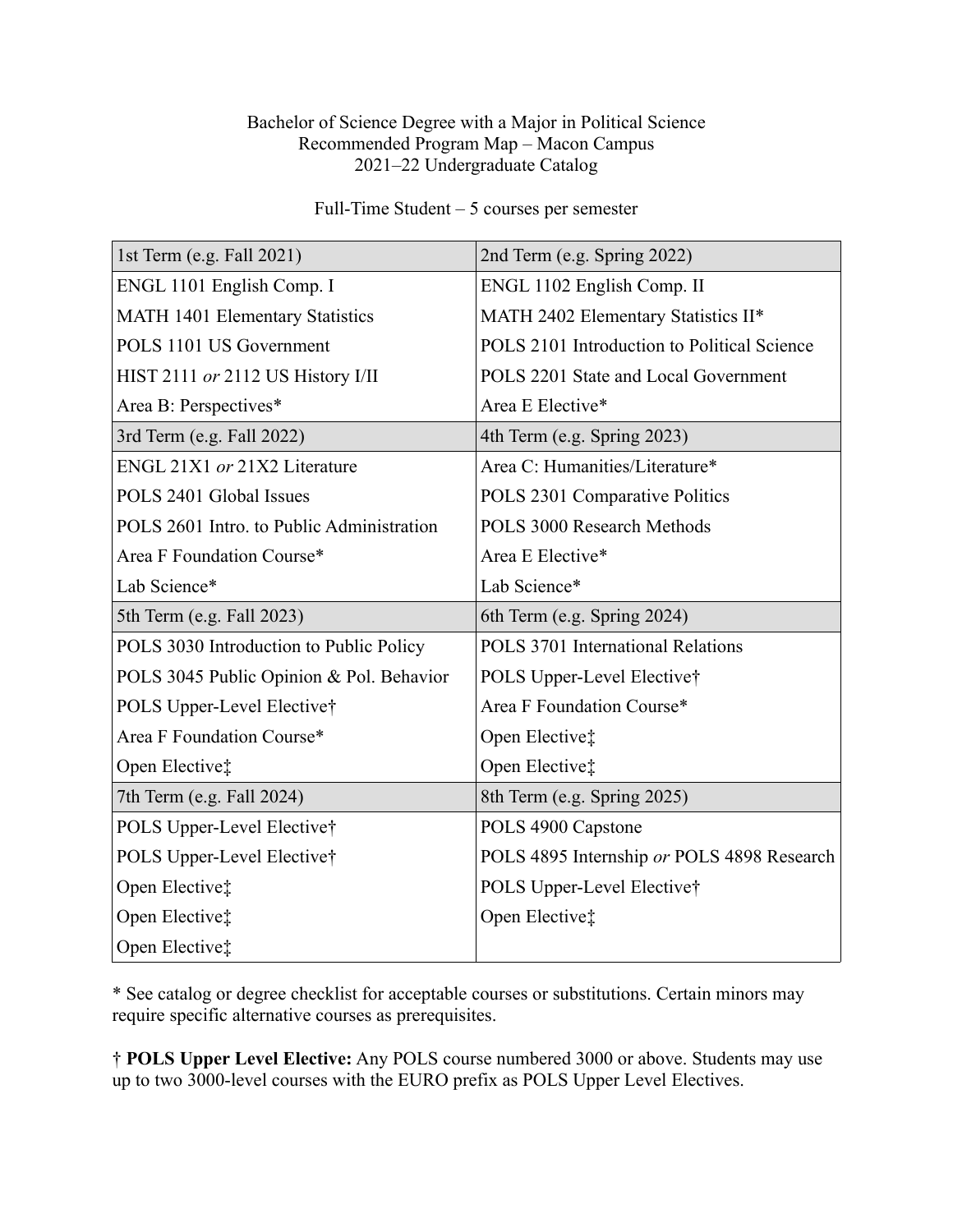Bachelor of Science Degree with a Major in Political Science
Recommended Program Map – Macon Campus
2021–22 Undergraduate Catalog

Full-Time Student – 5 courses per semester

| 1st Term (e.g. Fall 2021) | 2nd Term (e.g. Spring 2022) |
|---|---|
| ENGL 1101 English Comp. I | ENGL 1102 English Comp. II |
| MATH 1401 Elementary Statistics | MATH 2402 Elementary Statistics II* |
| POLS 1101 US Government | POLS 2101 Introduction to Political Science |
| HIST 2111 *or* 2112 US History I/II | POLS 2201 State and Local Government |
| Area B: Perspectives* | Area E Elective* |
| **3rd Term (e.g. Fall 2022)** | **4th Term (e.g. Spring 2023)** |
| ENGL 21X1 *or* 21X2 Literature | Area C: Humanities/Literature* |
| POLS 2401 Global Issues | POLS 2301 Comparative Politics |
| POLS 2601 Intro. to Public Administration | POLS 3000 Research Methods |
| Area F Foundation Course* | Area E Elective* |
| Lab Science* | Lab Science* |
| **5th Term (e.g. Fall 2023)** | **6th Term (e.g. Spring 2024)** |
| POLS 3030 Introduction to Public Policy | POLS 3701 International Relations |
| POLS 3045 Public Opinion & Pol. Behavior | POLS Upper-Level Elective† |
| POLS Upper-Level Elective† | Area F Foundation Course* |
| Area F Foundation Course* | Open Elective‡ |
| Open Elective‡ | Open Elective‡ |
| **7th Term (e.g. Fall 2024)** | **8th Term (e.g. Spring 2025)** |
| POLS Upper-Level Elective† | POLS 4900 Capstone |
| POLS Upper-Level Elective† | POLS 4895 Internship *or* POLS 4898 Research |
| Open Elective‡ | POLS Upper-Level Elective† |
| Open Elective‡ | Open Elective‡ |
| Open Elective‡ | |

* See catalog or degree checklist for acceptable courses or substitutions. Certain minors may require specific alternative courses as prerequisites.

† **POLS Upper Level Elective:** Any POLS course numbered 3000 or above. Students may use up to two 3000-level courses with the EURO prefix as POLS Upper Level Electives.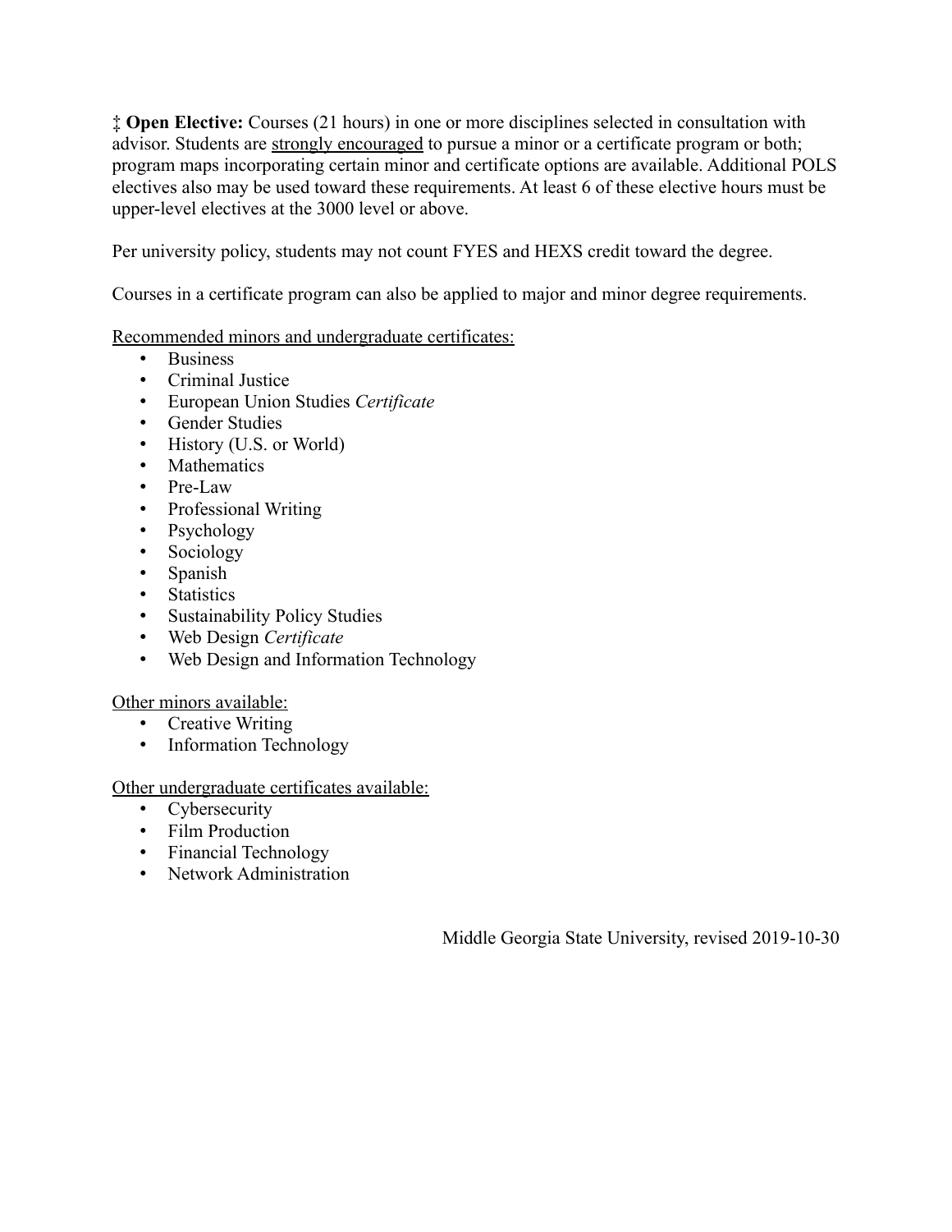‡ **Open Elective:** Courses (21 hours) in one or more disciplines selected in consultation with advisor. Students are strongly encouraged to pursue a minor or a certificate program or both; program maps incorporating certain minor and certificate options are available. Additional POLS electives also may be used toward these requirements. At least 6 of these elective hours must be upper-level electives at the 3000 level or above.

Per university policy, students may not count FYES and HEXS credit toward the degree.

Courses in a certificate program can also be applied to major and minor degree requirements.

Recommended minors and undergraduate certificates:

- Business
- Criminal Justice
- European Union Studies *Certificate*
- Gender Studies
- History (U.S. or World)
- Mathematics
- Pre-Law
- Professional Writing
- Psychology
- Sociology
- Spanish
- Statistics
- Sustainability Policy Studies
- Web Design *Certificate*
- Web Design and Information Technology

Other minors available:

- Creative Writing
- Information Technology

Other undergraduate certificates available:

- Cybersecurity
- Film Production
- Financial Technology
- Network Administration

Middle Georgia State University, revised 2019-10-30